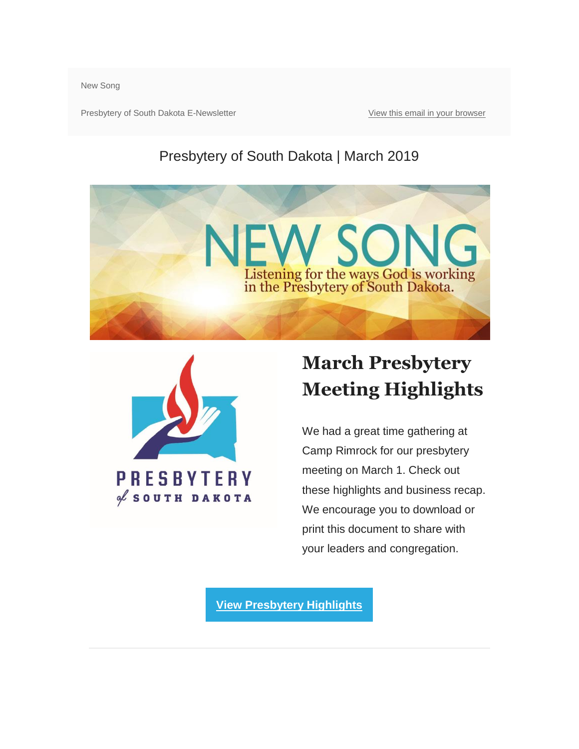New Song

Presbytery of South Dakota E-Newsletter

View this email in your browser

Presbytery of South Dakota | March 2019

NEW SONG
Listening for the ways God is working in the Presbytery of South Dakota.

PRESBYTERY of SOUTH DAKOTA

## March Presbytery Meeting Highlights

We had a great time gathering at Camp Rimrock for our presbytery meeting on March 1. Check out these highlights and business recap. We encourage you to download or print this document to share with your leaders and congregation.

View Presbytery Highlights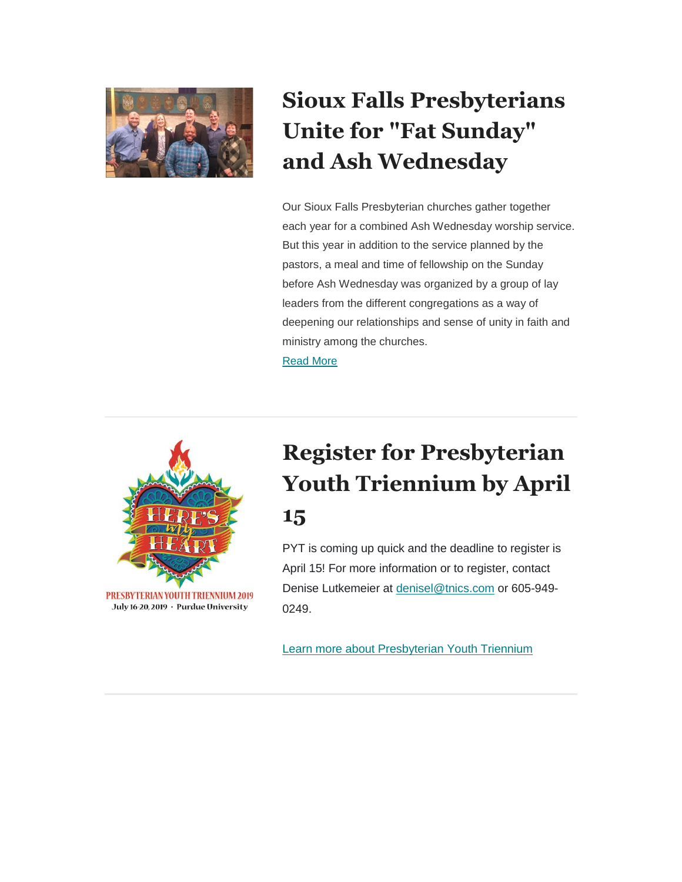## Sioux Falls Presbyterians Unite for "Fat Sunday" and Ash Wednesday

Our Sioux Falls Presbyterian churches gather together each year for a combined Ash Wednesday worship service. But this year in addition to the service planned by the pastors, a meal and time of fellowship on the Sunday before Ash Wednesday was organized by a group of lay leaders from the different congregations as a way of deepening our relationships and sense of unity in faith and ministry among the churches.

Read More

---

## Register for Presbyterian Youth Triennium by April 15

PYT is coming up quick and the deadline to register is April 15! For more information or to register, contact Denise Lutkemeier at denisel@tnics.com or 605-949-0249.

Learn more about Presbyterian Youth Triennium

---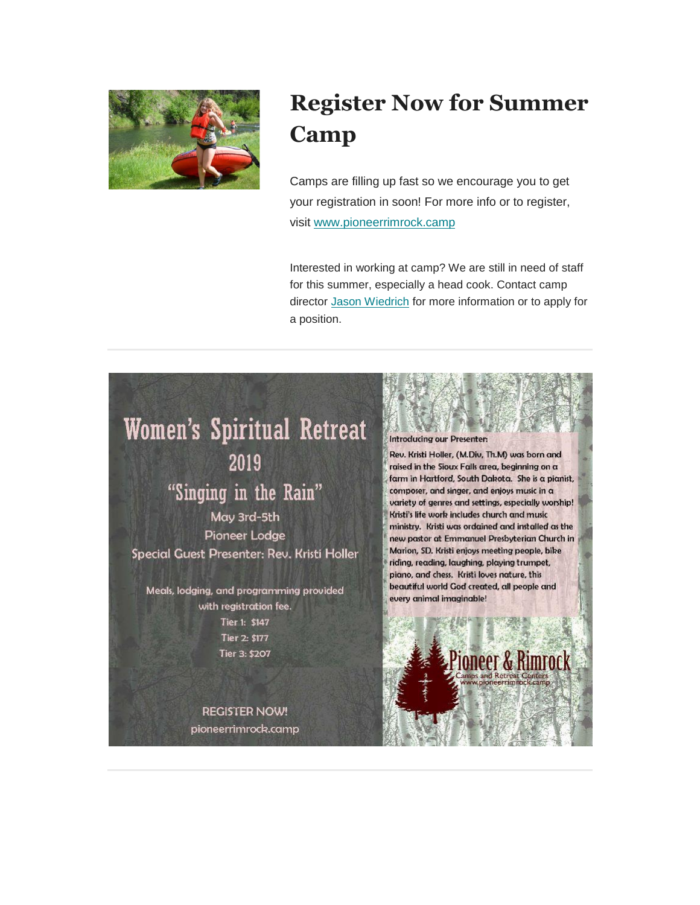## Register Now for Summer Camp

Camps are filling up fast so we encourage you to get your registration in soon! For more info or to register, visit www.pioneerrimrock.camp

Interested in working at camp? We are still in need of staff for this summer, especially a head cook. Contact camp director Jason Wiedrich for more information or to apply for a position.

---

# Women's Spiritual Retreat 2019

## "Singing in the Rain"

May 3rd-5th

Pioneer Lodge

Special Guest Presenter: Rev. Kristi Holler

Meals, lodging, and programming provided with registration fee.

Tier 1: $147

Tier 2: $177

Tier 3: $207

REGISTER NOW!

pioneerrimrock.camp

Introducing our Presenter:

Rev. Kristi Holler, (M.Div, Th.M) was born and raised in the Sioux Falls area, beginning on a farm in Hartford, South Dakota. She is a pianist, composer, and singer, and enjoys music in a variety of genres and settings, especially worship! Kristi's life work includes church and music ministry. Kristi was ordained and installed as the new pastor at Emmanuel Presbyterian Church in Marion, SD. Kristi enjoys meeting people, bike riding, reading, laughing, playing trumpet, piano, and chess. Kristi loves nature, this beautiful world God created, all people and every animal imaginable!

Pioneer & Rimrock

Camps and Retreat Centers

www.pioneerrimrock.camp

---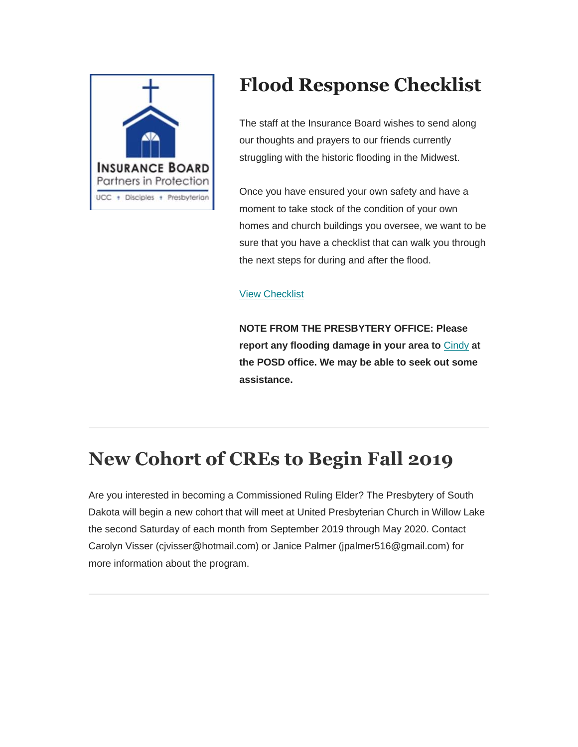# Flood Response Checklist

The staff at the Insurance Board wishes to send along our thoughts and prayers to our friends currently struggling with the historic flooding in the Midwest.

Once you have ensured your own safety and have a moment to take stock of the condition of your own homes and church buildings you oversee, we want to be sure that you have a checklist that can walk you through the next steps for during and after the flood.

View Checklist

**NOTE FROM THE PRESBYTERY OFFICE: Please report any flooding damage in your area to Cindy at the POSD office. We may be able to seek out some assistance.**

---

# New Cohort of CREs to Begin Fall 2019

Are you interested in becoming a Commissioned Ruling Elder? The Presbytery of South Dakota will begin a new cohort that will meet at United Presbyterian Church in Willow Lake the second Saturday of each month from September 2019 through May 2020. Contact Carolyn Visser (cjvisser@hotmail.com) or Janice Palmer (jpalmer516@gmail.com) for more information about the program.

---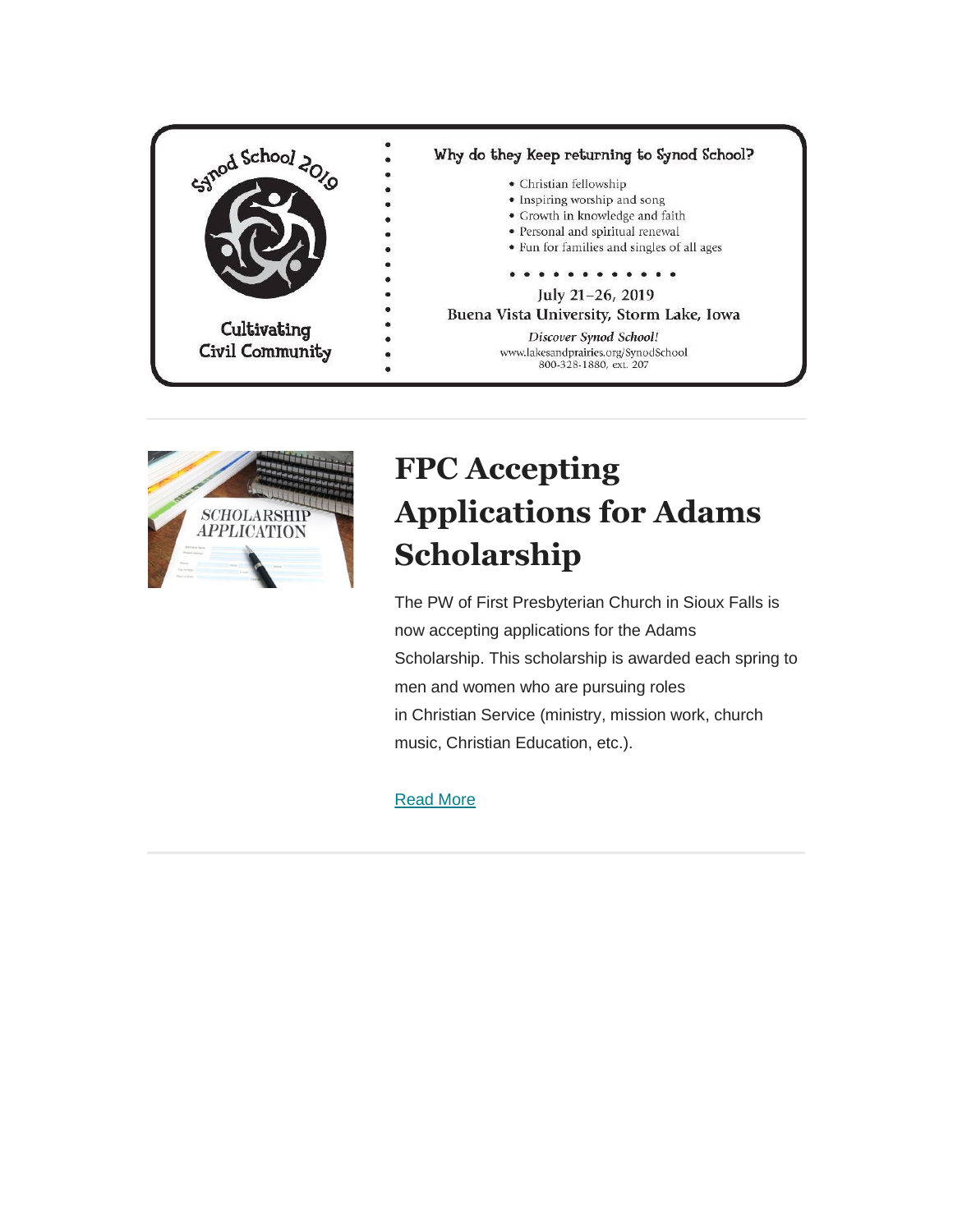Synod School 2019

Cultivating Civil Community

Why do they keep returning to Synod School?

- Christian fellowship
- Inspiring worship and song
- Growth in knowledge and faith
- Personal and spiritual renewal
- Fun for families and singles of all ages

July 21–26, 2019
Buena Vista University, Storm Lake, Iowa

*Discover Synod School!*
www.lakesandprairies.org/SynodSchool
800-328-1880, ext. 207

---

# FPC Accepting Applications for Adams Scholarship

The PW of First Presbyterian Church in Sioux Falls is now accepting applications for the Adams Scholarship. This scholarship is awarded each spring to men and women who are pursuing roles in Christian Service (ministry, mission work, church music, Christian Education, etc.).

Read More

---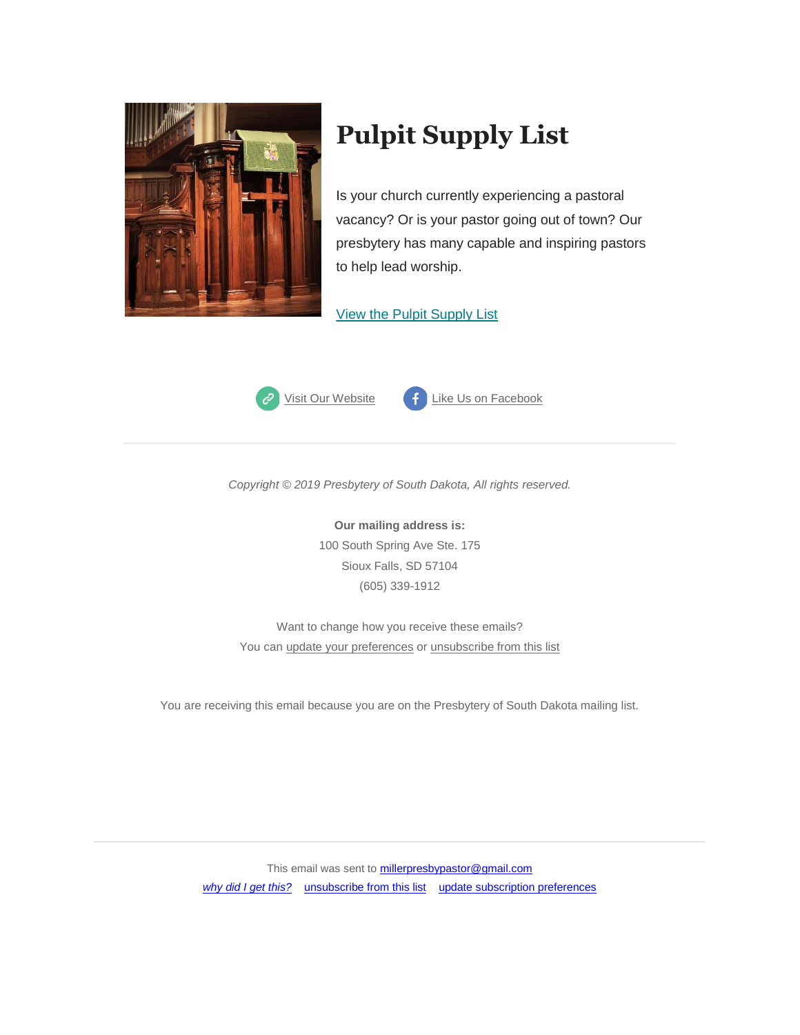# Pulpit Supply List

Is your church currently experiencing a pastoral vacancy? Or is your pastor going out of town? Our presbytery has many capable and inspiring pastors to help lead worship.

View the Pulpit Supply List

Visit Our Website    Like Us on Facebook

---

*Copyright © 2019 Presbytery of South Dakota, All rights reserved.*

**Our mailing address is:**
100 South Spring Ave Ste. 175
Sioux Falls, SD 57104
(605) 339-1912

Want to change how you receive these emails?
You can update your preferences or unsubscribe from this list

You are receiving this email because you are on the Presbytery of South Dakota mailing list.

---

This email was sent to millerpresbypastor@gmail.com
*why did I get this?*    unsubscribe from this list    update subscription preferences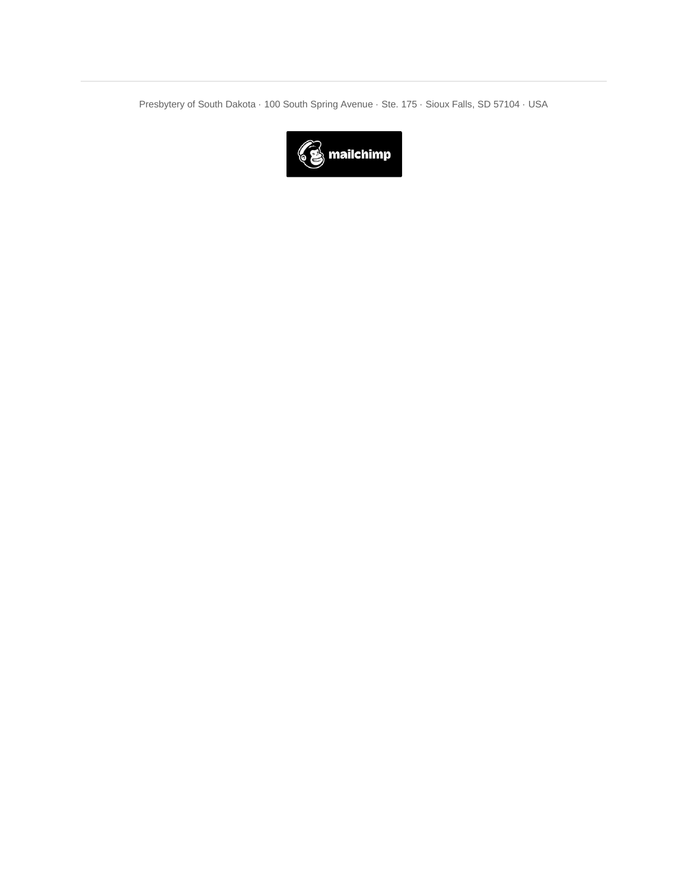---

Presbytery of South Dakota · 100 South Spring Avenue · Ste. 175 · Sioux Falls, SD 57104 · USA

mailchimp